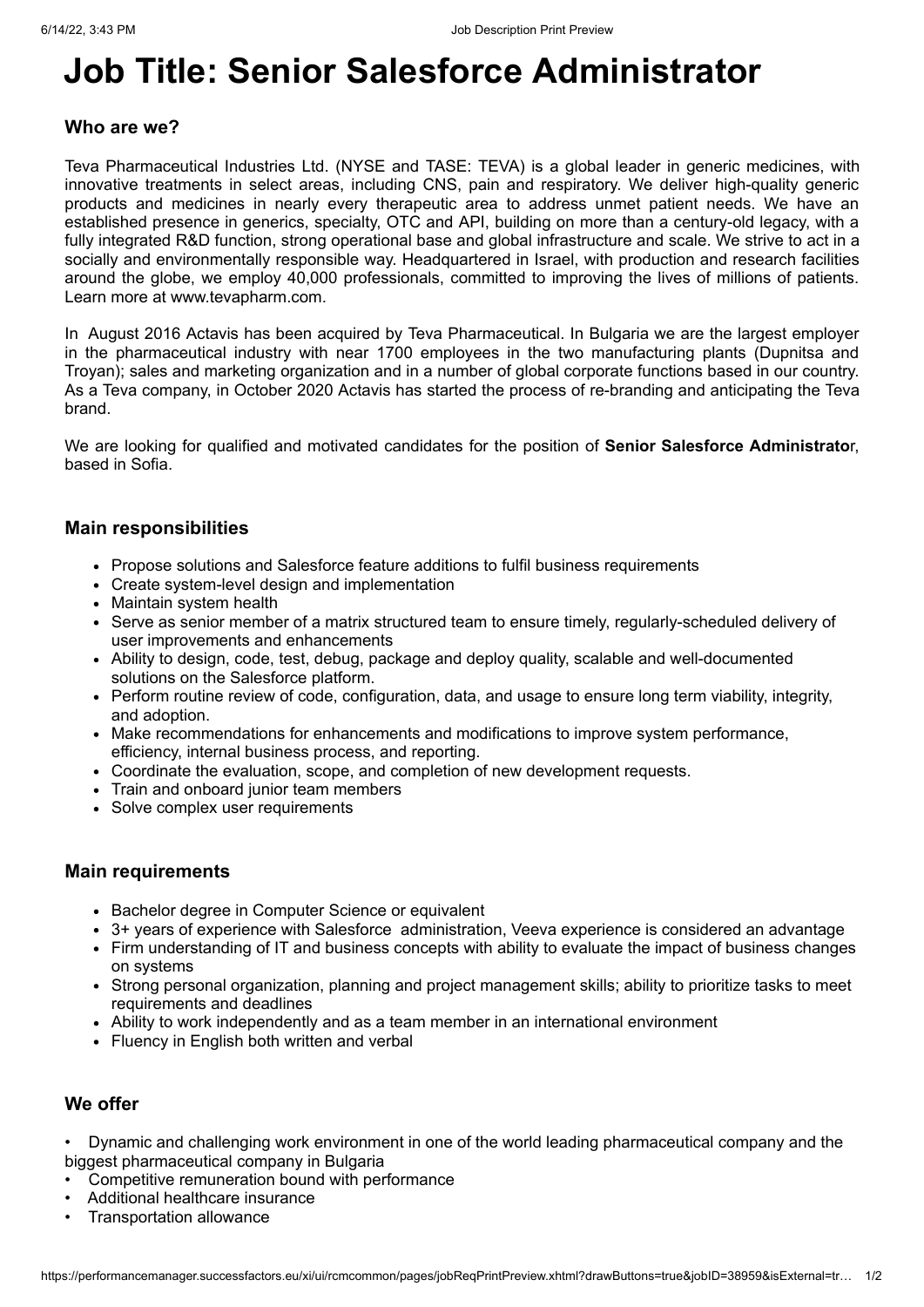# Job Title: Senior Salesforce Administrator

## Who are we?

Teva Pharmaceutical Industries Ltd. (NYSE and TASE: TEVA) is a global leader in generic medicines, with innovative treatments in select areas, including CNS, pain and respiratory. We deliver high-quality generic products and medicines in nearly every therapeutic area to address unmet patient needs. We have an established presence in generics, specialty, OTC and API, building on more than a century-old legacy, with a fully integrated R&D function, strong operational base and global infrastructure and scale. We strive to act in a socially and environmentally responsible way. Headquartered in Israel, with production and research facilities around the globe, we employ 40,000 professionals, committed to improving the lives of millions of patients. Learn more at www.tevapharm.com.

In August 2016 Actavis has been acquired by Teva Pharmaceutical. In Bulgaria we are the largest employer in the pharmaceutical industry with near 1700 employees in the two manufacturing plants (Dupnitsa and Troyan); sales and marketing organization and in a number of global corporate functions based in our country. As a Teva company, in October 2020 Actavis has started the process of re-branding and anticipating the Teva brand.

We are looking for qualified and motivated candidates for the position of **Senior Salesforce Administrator**, based in Sofia.

## Main responsibilities

- Propose solutions and Salesforce feature additions to fulfil business requirements
- Create system-level design and implementation
- Maintain system health
- Serve as senior member of a matrix structured team to ensure timely, regularly-scheduled delivery of user improvements and enhancements
- Ability to design, code, test, debug, package and deploy quality, scalable and well-documented solutions on the Salesforce platform.
- Perform routine review of code, configuration, data, and usage to ensure long term viability, integrity, and adoption.
- Make recommendations for enhancements and modifications to improve system performance, efficiency, internal business process, and reporting.
- Coordinate the evaluation, scope, and completion of new development requests.
- Train and onboard junior team members
- Solve complex user requirements

## Main requirements

- Bachelor degree in Computer Science or equivalent
- 3+ years of experience with Salesforce administration, Veeva experience is considered an advantage
- Firm understanding of IT and business concepts with ability to evaluate the impact of business changes on systems
- Strong personal organization, planning and project management skills; ability to prioritize tasks to meet requirements and deadlines
- Ability to work independently and as a team member in an international environment
- Fluency in English both written and verbal

## We offer

- Dynamic and challenging work environment in one of the world leading pharmaceutical company and the biggest pharmaceutical company in Bulgaria
- Competitive remuneration bound with performance
- Additional healthcare insurance
- Transportation allowance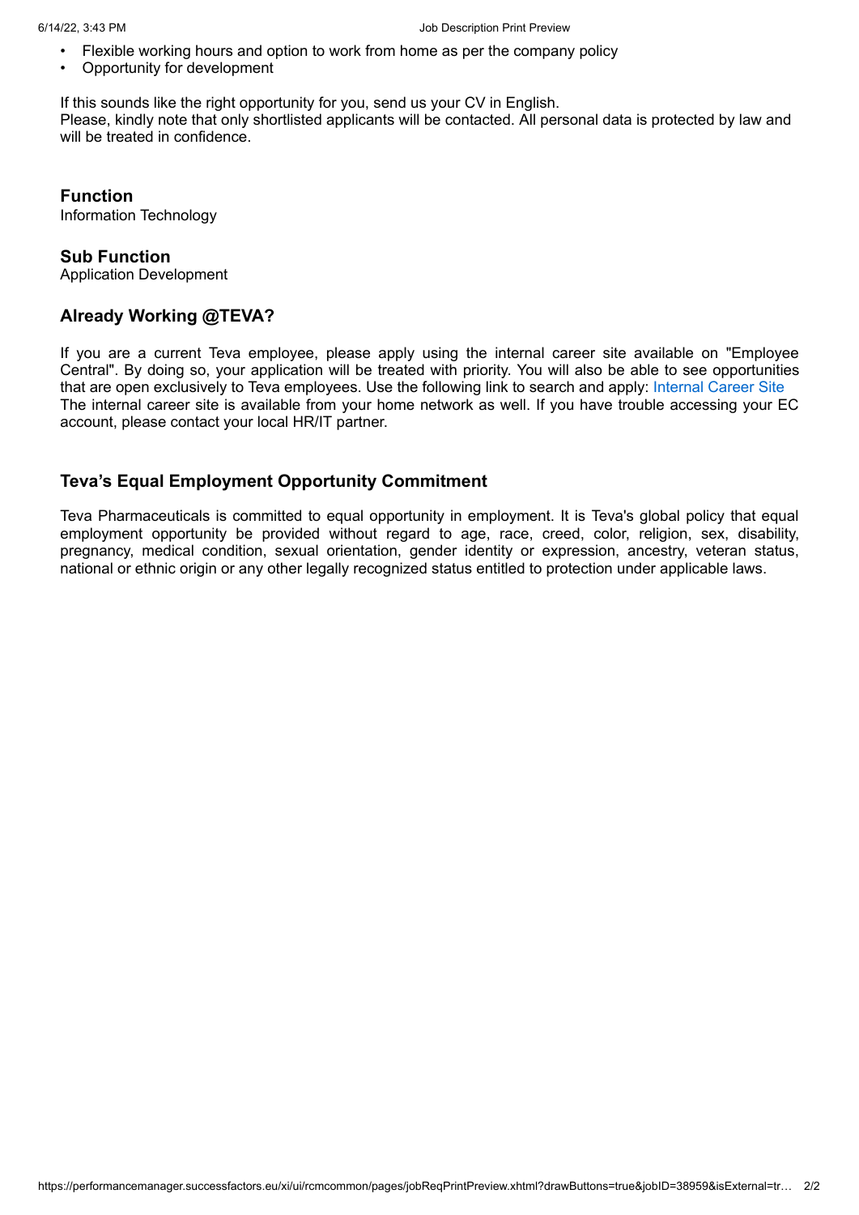- Flexible working hours and option to work from home as per the company policy
- Opportunity for development

If this sounds like the right opportunity for you, send us your CV in English.
Please, kindly note that only shortlisted applicants will be contacted. All personal data is protected by law and will be treated in confidence.

## Function

Information Technology

## Sub Function

Application Development

## Already Working @TEVA?

If you are a current Teva employee, please apply using the internal career site available on "Employee Central". By doing so, your application will be treated with priority. You will also be able to see opportunities that are open exclusively to Teva employees. Use the following link to search and apply: Internal Career Site
The internal career site is available from your home network as well. If you have trouble accessing your EC account, please contact your local HR/IT partner.

## Teva's Equal Employment Opportunity Commitment

Teva Pharmaceuticals is committed to equal opportunity in employment. It is Teva's global policy that equal employment opportunity be provided without regard to age, race, creed, color, religion, sex, disability, pregnancy, medical condition, sexual orientation, gender identity or expression, ancestry, veteran status, national or ethnic origin or any other legally recognized status entitled to protection under applicable laws.